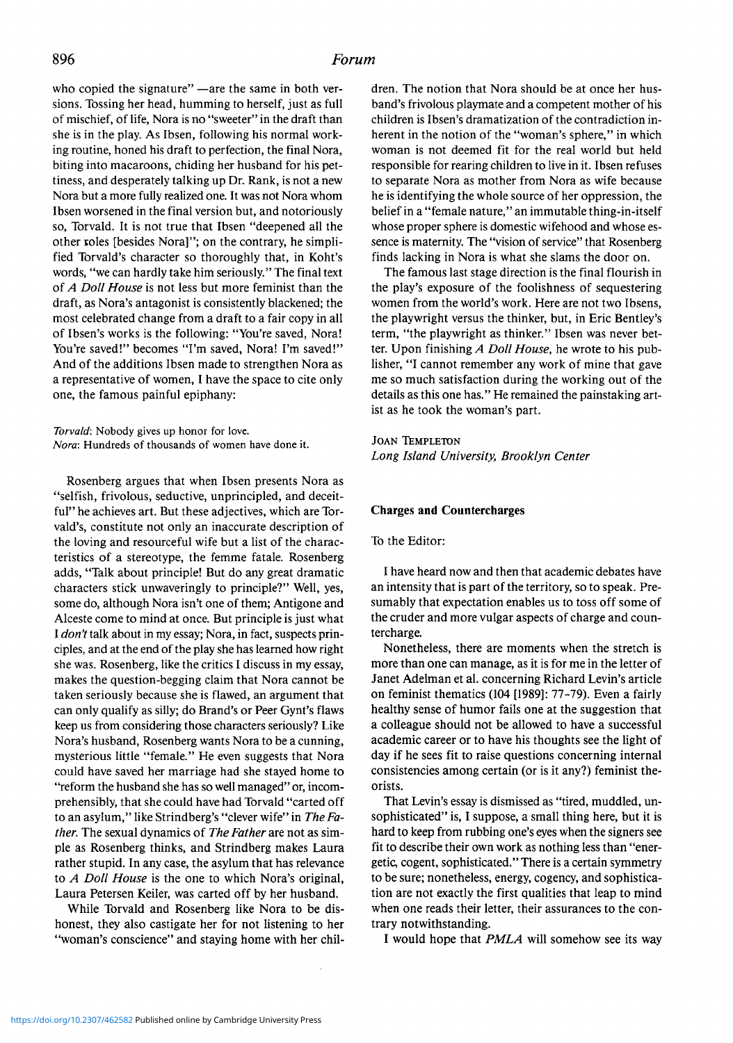who copied the signature" —are the same in both versions. Tossing her head, humming to herself, just as full of mischief, of life, Nora is no "sweeter" in the draft than she is in the play. As Ibsen, following his normal working routine, honed his draft to perfection, the final Nora, biting into macaroons, chiding her husband for his pettiness, and desperately talking up Dr. Rank, is not a new Nora but a more fully realized one. It was not Nora whom Ibsen worsened in the final version but, and notoriously so, Torvald. It is not true that Ibsen "deepened all the other roles [besides Nora]"; on the contrary, he simplified Torvald's character so thoroughly that, in Koht's words, "we can hardly take him seriously." The final text of *A Doll House* is not less but more feminist than the draft, as Nora's antagonist is consistently blackened; the most celebrated change from a draft to a fair copy in all of Ibsen's works is the following: "You're saved, Nora! You're saved!" becomes "I'm saved, Nora! I'm saved!" And of the additions Ibsen made to strengthen Nora as a representative of women, I have the space to cite only one, the famous painful epiphany:

*Torvald*: Nobody gives up honor for love.
*Nora*: Hundreds of thousands of women have done it.

Rosenberg argues that when Ibsen presents Nora as "selfish, frivolous, seductive, unprincipled, and deceitful" he achieves art. But these adjectives, which are Torvald's, constitute not only an inaccurate description of the loving and resourceful wife but a list of the characteristics of a stereotype, the femme fatale. Rosenberg adds, "Talk about principle! But do any great dramatic characters stick unwaveringly to principle?" Well, yes, some do, although Nora isn't one of them; Antigone and Alceste come to mind at once. But principle is just what I *don't* talk about in my essay; Nora, in fact, suspects principles, and at the end of the play she has learned how right she was. Rosenberg, like the critics I discuss in my essay, makes the question-begging claim that Nora cannot be taken seriously because she is flawed, an argument that can only qualify as silly; do Brand's or Peer Gynt's flaws keep us from considering those characters seriously? Like Nora's husband, Rosenberg wants Nora to be a cunning, mysterious little "female." He even suggests that Nora could have saved her marriage had she stayed home to "reform the husband she has so well managed" or, incomprehensibly, that she could have had Torvald "carted off to an asylum," like Strindberg's "clever wife" in *The Father*. The sexual dynamics of *The Father* are not as simple as Rosenberg thinks, and Strindberg makes Laura rather stupid. In any case, the asylum that has relevance to *A Doll House* is the one to which Nora's original, Laura Petersen Keiler, was carted off by her husband.

While Torvald and Rosenberg like Nora to be dishonest, they also castigate her for not listening to her "woman's conscience" and staying home with her children. The notion that Nora should be at once her husband's frivolous playmate and a competent mother of his children is Ibsen's dramatization of the contradiction inherent in the notion of the "woman's sphere," in which woman is not deemed fit for the real world but held responsible for rearing children to live in it. Ibsen refuses to separate Nora as mother from Nora as wife because he is identifying the whole source of her oppression, the belief in a "female nature," an immutable thing-in-itself whose proper sphere is domestic wifehood and whose essence is maternity. The "vision of service" that Rosenberg finds lacking in Nora is what she slams the door on.

The famous last stage direction is the final flourish in the play's exposure of the foolishness of sequestering women from the world's work. Here are not two Ibsens, the playwright versus the thinker, but, in Eric Bentley's term, "the playwright as thinker." Ibsen was never better. Upon finishing *A Doll House*, he wrote to his publisher, "I cannot remember any work of mine that gave me so much satisfaction during the working out of the details as this one has." He remained the painstaking artist as he took the woman's part.

JOAN TEMPLETON
*Long Island University, Brooklyn Center*

### Charges and Countercharges

To the Editor:

I have heard now and then that academic debates have an intensity that is part of the territory, so to speak. Presumably that expectation enables us to toss off some of the cruder and more vulgar aspects of charge and countercharge.

Nonetheless, there are moments when the stretch is more than one can manage, as it is for me in the letter of Janet Adelman et al. concerning Richard Levin's article on feminist thematics (104 [1989]: 77–79). Even a fairly healthy sense of humor fails one at the suggestion that a colleague should not be allowed to have a successful academic career or to have his thoughts see the light of day if he sees fit to raise questions concerning internal consistencies among certain (or is it any?) feminist theorists.

That Levin's essay is dismissed as "tired, muddled, unsophisticated" is, I suppose, a small thing here, but it is hard to keep from rubbing one's eyes when the signers see fit to describe their own work as nothing less than "energetic, cogent, sophisticated." There is a certain symmetry to be sure; nonetheless, energy, cogency, and sophistication are not exactly the first qualities that leap to mind when one reads their letter, their assurances to the contrary notwithstanding.

I would hope that *PMLA* will somehow see its way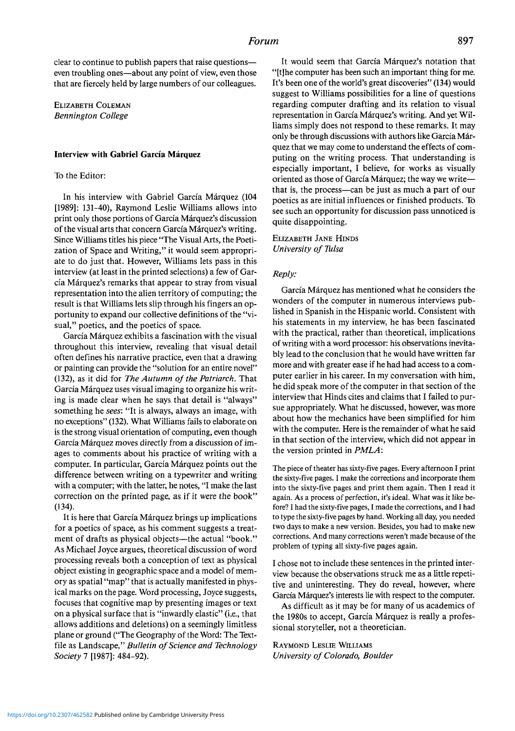clear to continue to publish papers that raise questions—even troubling ones—about any point of view, even those that are fiercely held by large numbers of our colleagues.

Elizabeth Coleman
*Bennington College*

### Interview with Gabriel García Márquez

To the Editor:

In his interview with Gabriel García Márquez (104 [1989]: 131–40), Raymond Leslie Williams allows into print only those portions of García Márquez's discussion of the visual arts that concern García Márquez's writing. Since Williams titles his piece "The Visual Arts, the Poetization of Space and Writing," it would seem appropriate to do just that. However, Williams lets pass in this interview (at least in the printed selections) a few of García Márquez's remarks that appear to stray from visual representation into the alien territory of computing; the result is that Williams lets slip through his fingers an opportunity to expand our collective definitions of the "visual," poetics, and the poetics of space.

García Márquez exhibits a fascination with the visual throughout this interview, revealing that visual detail often defines his narrative practice, even that a drawing or painting can provide the "solution for an entire novel" (132), as it did for *The Autumn of the Patriarch.* That García Márquez uses visual imaging to organize his writing is made clear when he says that detail is "always" something he *sees*: "It is always, always an image, with no exceptions" (132). What Williams fails to elaborate on is the strong visual orientation of computing, even though García Márquez moves directly from a discussion of images to comments about his practice of writing with a computer. In particular, García Márquez points out the difference between writing on a typewriter and writing with a computer; with the latter, he notes, "I make the last correction on the printed page, as if it were the book" (134).

It is here that García Márquez brings up implications for a poetics of space, as his comment suggests a treatment of drafts as physical objects—the actual "book." As Michael Joyce argues, theoretical discussion of word processing reveals both a conception of text as physical object existing in geographic space and a model of memory as spatial "map" that is actually manifested in physical marks on the page. Word processing, Joyce suggests, focuses that cognitive map by presenting images or text on a physical surface that is "inwardly elastic" (i.e., that allows additions and deletions) on a seemingly limitless plane or ground ("The Geography of the Word: The Textfile as Landscape," *Bulletin of Science and Technology Society* 7 [1987]: 484–92).

It would seem that García Márquez's notation that "[t]he computer has been such an important thing for me. It's been one of the world's great discoveries" (134) would suggest to Williams possibilities for a line of questions regarding computer drafting and its relation to visual representation in García Márquez's writing. And yet Williams simply does not respond to these remarks. It may only be through discussions with authors like García Márquez that we may come to understand the effects of computing on the writing process. That understanding is especially important, I believe, for works as visually oriented as those of García Márquez; the way we write—that is, the process—can be just as much a part of our poetics as are initial influences or finished products. To see such an opportunity for discussion pass unnoticed is quite disappointing.

Elizabeth Jane Hinds
*University of Tulsa*

*Reply:*

García Márquez has mentioned what he considers the wonders of the computer in numerous interviews published in Spanish in the Hispanic world. Consistent with his statements in my interview, he has been fascinated with the practical, rather than theoretical, implications of writing with a word processor: his observations inevitably lead to the conclusion that he would have written far more and with greater ease if he had had access to a computer earlier in his career. In my conversation with him, he did speak more of the computer in that section of the interview that Hinds cites and claims that I failed to pursue appropriately. What he discussed, however, was more about how the mechanics have been simplified for him with the computer. Here is the remainder of what he said in that section of the interview, which did not appear in the version printed in *PMLA*:

> The piece of theater has sixty-five pages. Every afternoon I print the sixty-five pages. I make the corrections and incorporate them into the sixty-five pages and print them again. Then I read it again. As a process of perfection, it's ideal. What was it like before? I had the sixty-five pages, I made the corrections, and I had to type the sixty-five pages by hand. Working all day, you needed two days to make a new version. Besides, you had to make new corrections. And many corrections weren't made because of the problem of typing all sixty-five pages again.

I chose not to include these sentences in the printed interview because the observations struck me as a little repetitive and uninteresting. They do reveal, however, where García Márquez's interests lie with respect to the computer.

As difficult as it may be for many of us academics of the 1980s to accept, García Márquez is really a professional storyteller, not a theoretician.

Raymond Leslie Williams
*University of Colorado, Boulder*